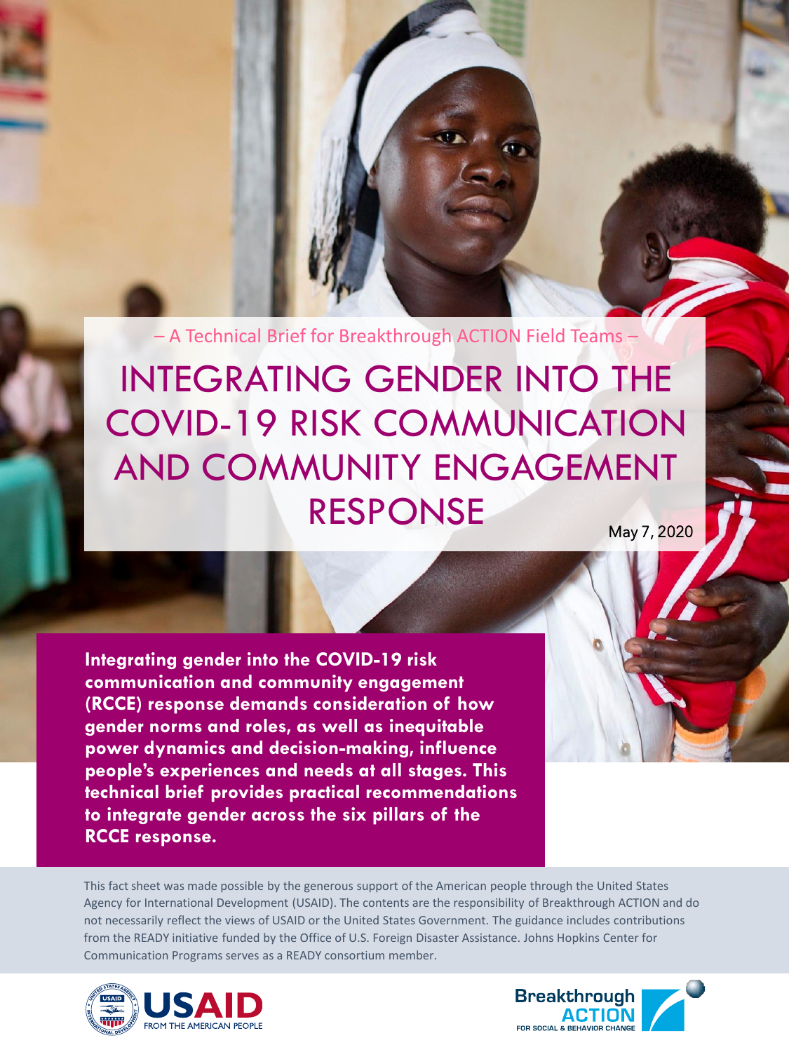– A Technical Brief for Breakthrough ACTION Field Teams –

# INTEGRATING GENDER INTO THE COVID-19 RISK COMMUNICATION AND COMMUNITY ENGAGEMENT RESPONSE

May 7, 2020

**Integrating gender into the COVID-19 risk communication and community engagement (RCCE) response demands consideration of how gender norms and roles, as well as inequitable power dynamics and decision-making, influence people's experiences and needs at all stages. This technical brief provides practical recommendations to integrate gender across the six pillars of the RCCE response.**

This fact sheet was made possible by the generous support of the American people through the United States Agency for International Development (USAID). The contents are the responsibility of Breakthrough ACTION and do not necessarily reflect the views of USAID or the United States Government. The guidance includes contributions from the READY initiative funded by the Office of U.S. Foreign Disaster Assistance. Johns Hopkins Center for Communication Programs serves as a READY consortium member.

USAID FROM THE AMERICAN PEOPLE

Breakthrough ACTION FOR SOCIAL & BEHAVIOR CHANGE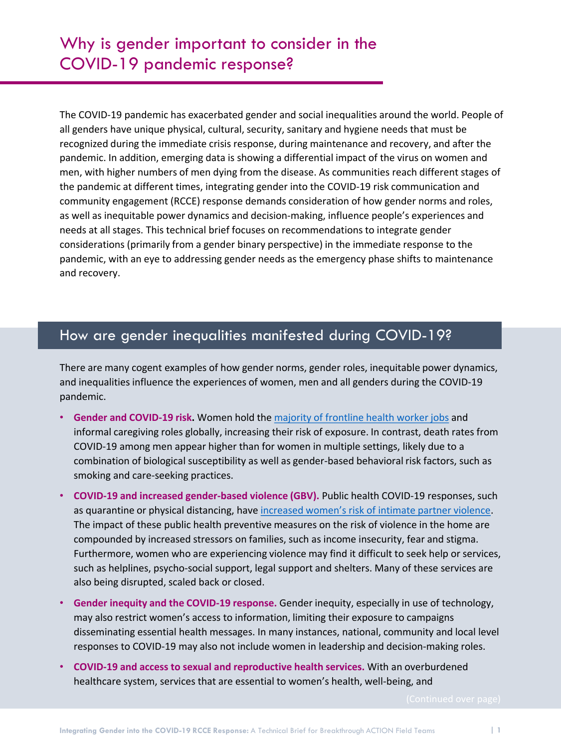# Why is gender important to consider in the COVID-19 pandemic response?

The COVID-19 pandemic has exacerbated gender and social inequalities around the world. People of all genders have unique physical, cultural, security, sanitary and hygiene needs that must be recognized during the immediate crisis response, during maintenance and recovery, and after the pandemic. In addition, emerging data is showing a differential impact of the virus on women and men, with higher numbers of men dying from the disease. As communities reach different stages of the pandemic at different times, integrating gender into the COVID-19 risk communication and community engagement (RCCE) response demands consideration of how gender norms and roles, as well as inequitable power dynamics and decision-making, influence people's experiences and needs at all stages. This technical brief focuses on recommendations to integrate gender considerations (primarily from a gender binary perspective) in the immediate response to the pandemic, with an eye to addressing gender needs as the emergency phase shifts to maintenance and recovery.

## How are gender inequalities manifested during COVID-19?

There are many cogent examples of how gender norms, gender roles, inequitable power dynamics, and inequalities influence the experiences of women, men and all genders during the COVID-19 pandemic.

- **Gender and COVID-19 risk.** Women hold the majority of frontline health worker jobs and informal caregiving roles globally, increasing their risk of exposure. In contrast, death rates from COVID-19 among men appear higher than for women in multiple settings, likely due to a combination of biological susceptibility as well as gender-based behavioral risk factors, such as smoking and care-seeking practices.
- **COVID-19 and increased gender-based violence (GBV).** Public health COVID-19 responses, such as quarantine or physical distancing, have increased women's risk of intimate partner violence. The impact of these public health preventive measures on the risk of violence in the home are compounded by increased stressors on families, such as income insecurity, fear and stigma. Furthermore, women who are experiencing violence may find it difficult to seek help or services, such as helplines, psycho-social support, legal support and shelters. Many of these services are also being disrupted, scaled back or closed.
- **Gender inequity and the COVID-19 response.** Gender inequity, especially in use of technology, may also restrict women's access to information, limiting their exposure to campaigns disseminating essential health messages. In many instances, national, community and local level responses to COVID-19 may also not include women in leadership and decision-making roles.
- **COVID-19 and access to sexual and reproductive health services.** With an overburdened healthcare system, services that are essential to women's health, well-being, and

(Continued over page)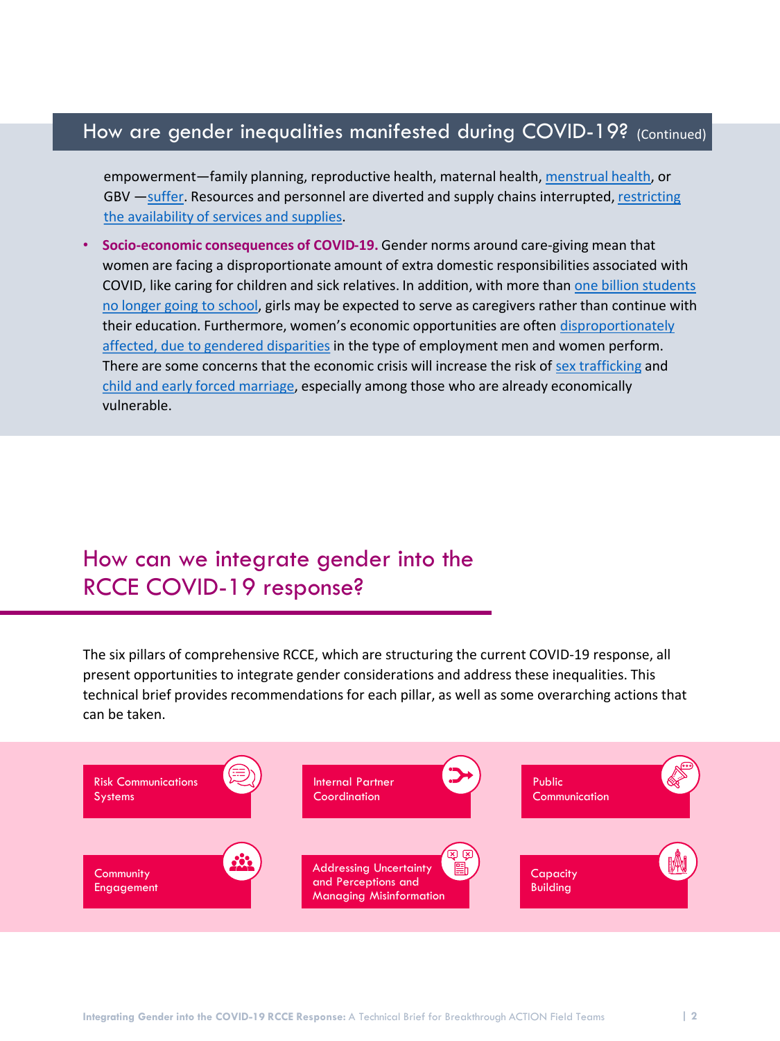## How are gender inequalities manifested during COVID-19? (Continued)

empowerment—family planning, reproductive health, maternal health, menstrual health, or GBV —suffer. Resources and personnel are diverted and supply chains interrupted, restricting the availability of services and supplies.

- **Socio-economic consequences of COVID-19.** Gender norms around care-giving mean that women are facing a disproportionate amount of extra domestic responsibilities associated with COVID, like caring for children and sick relatives. In addition, with more than one billion students no longer going to school, girls may be expected to serve as caregivers rather than continue with their education. Furthermore, women's economic opportunities are often disproportionately affected, due to gendered disparities in the type of employment men and women perform. There are some concerns that the economic crisis will increase the risk of sex trafficking and child and early forced marriage, especially among those who are already economically vulnerable.

## How can we integrate gender into the RCCE COVID-19 response?

The six pillars of comprehensive RCCE, which are structuring the current COVID-19 response, all present opportunities to integrate gender considerations and address these inequalities. This technical brief provides recommendations for each pillar, as well as some overarching actions that can be taken.

- Risk Communications Systems
- Internal Partner Coordination
- Public Communication
- Community Engagement
- Addressing Uncertainty and Perceptions and Managing Misinformation
- Capacity Building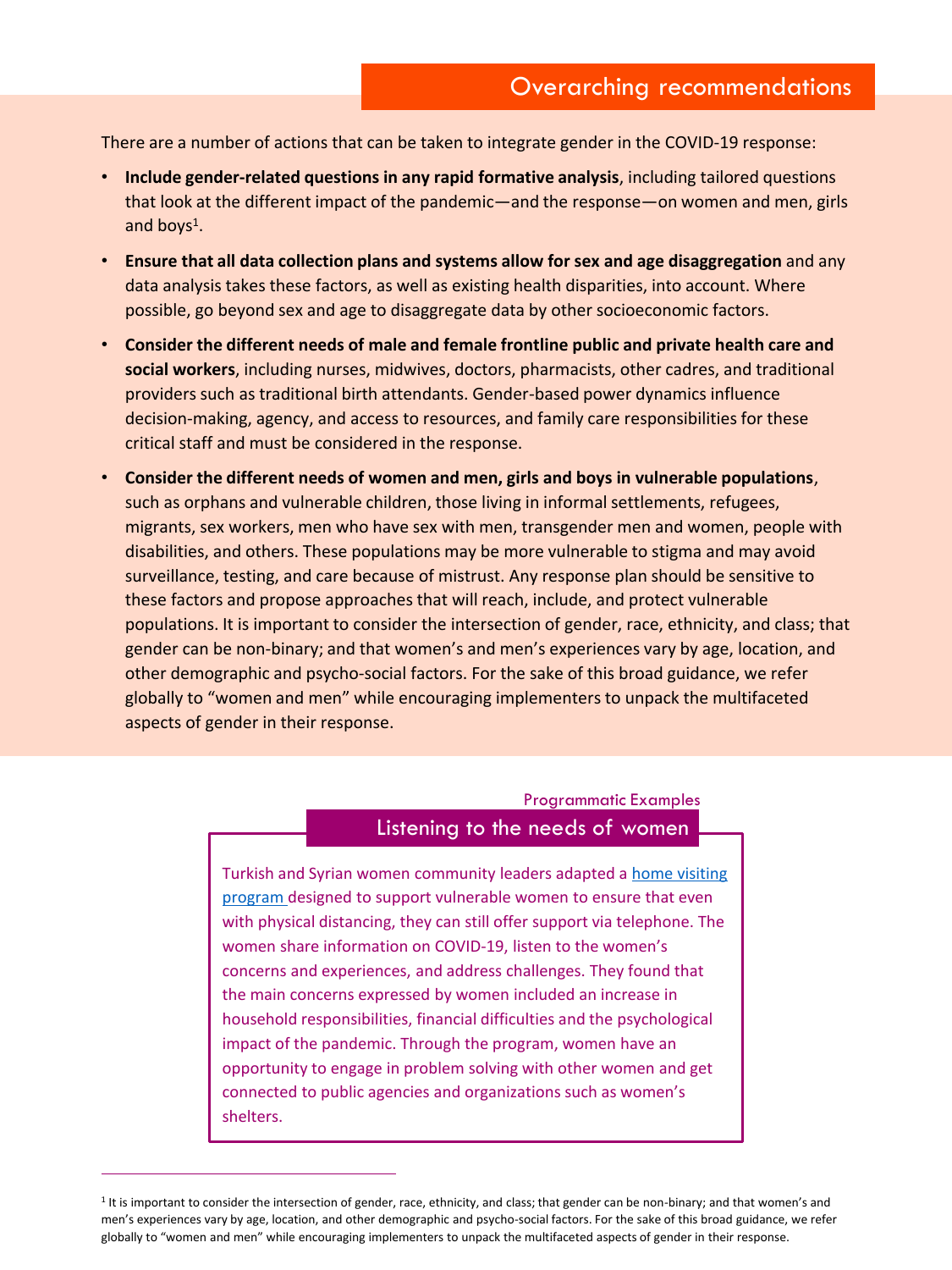## Overarching recommendations

There are a number of actions that can be taken to integrate gender in the COVID-19 response:

- **Include gender-related questions in any rapid formative analysis**, including tailored questions that look at the different impact of the pandemic—and the response—on women and men, girls and boys[1].
- **Ensure that all data collection plans and systems allow for sex and age disaggregation** and any data analysis takes these factors, as well as existing health disparities, into account. Where possible, go beyond sex and age to disaggregate data by other socioeconomic factors.
- **Consider the different needs of male and female frontline public and private health care and social workers**, including nurses, midwives, doctors, pharmacists, other cadres, and traditional providers such as traditional birth attendants. Gender-based power dynamics influence decision-making, agency, and access to resources, and family care responsibilities for these critical staff and must be considered in the response.
- **Consider the different needs of women and men, girls and boys in vulnerable populations**, such as orphans and vulnerable children, those living in informal settlements, refugees, migrants, sex workers, men who have sex with men, transgender men and women, people with disabilities, and others. These populations may be more vulnerable to stigma and may avoid surveillance, testing, and care because of mistrust. Any response plan should be sensitive to these factors and propose approaches that will reach, include, and protect vulnerable populations. It is important to consider the intersection of gender, race, ethnicity, and class; that gender can be non-binary; and that women's and men's experiences vary by age, location, and other demographic and psycho-social factors. For the sake of this broad guidance, we refer globally to "women and men" while encouraging implementers to unpack the multifaceted aspects of gender in their response.

Programmatic Examples

### Listening to the needs of women

Turkish and Syrian women community leaders adapted a home visiting program designed to support vulnerable women to ensure that even with physical distancing, they can still offer support via telephone. The women share information on COVID-19, listen to the women's concerns and experiences, and address challenges. They found that the main concerns expressed by women included an increase in household responsibilities, financial difficulties and the psychological impact of the pandemic. Through the program, women have an opportunity to engage in problem solving with other women and get connected to public agencies and organizations such as women's shelters.

[1] It is important to consider the intersection of gender, race, ethnicity, and class; that gender can be non-binary; and that women's and men's experiences vary by age, location, and other demographic and psycho-social factors. For the sake of this broad guidance, we refer globally to "women and men" while encouraging implementers to unpack the multifaceted aspects of gender in their response.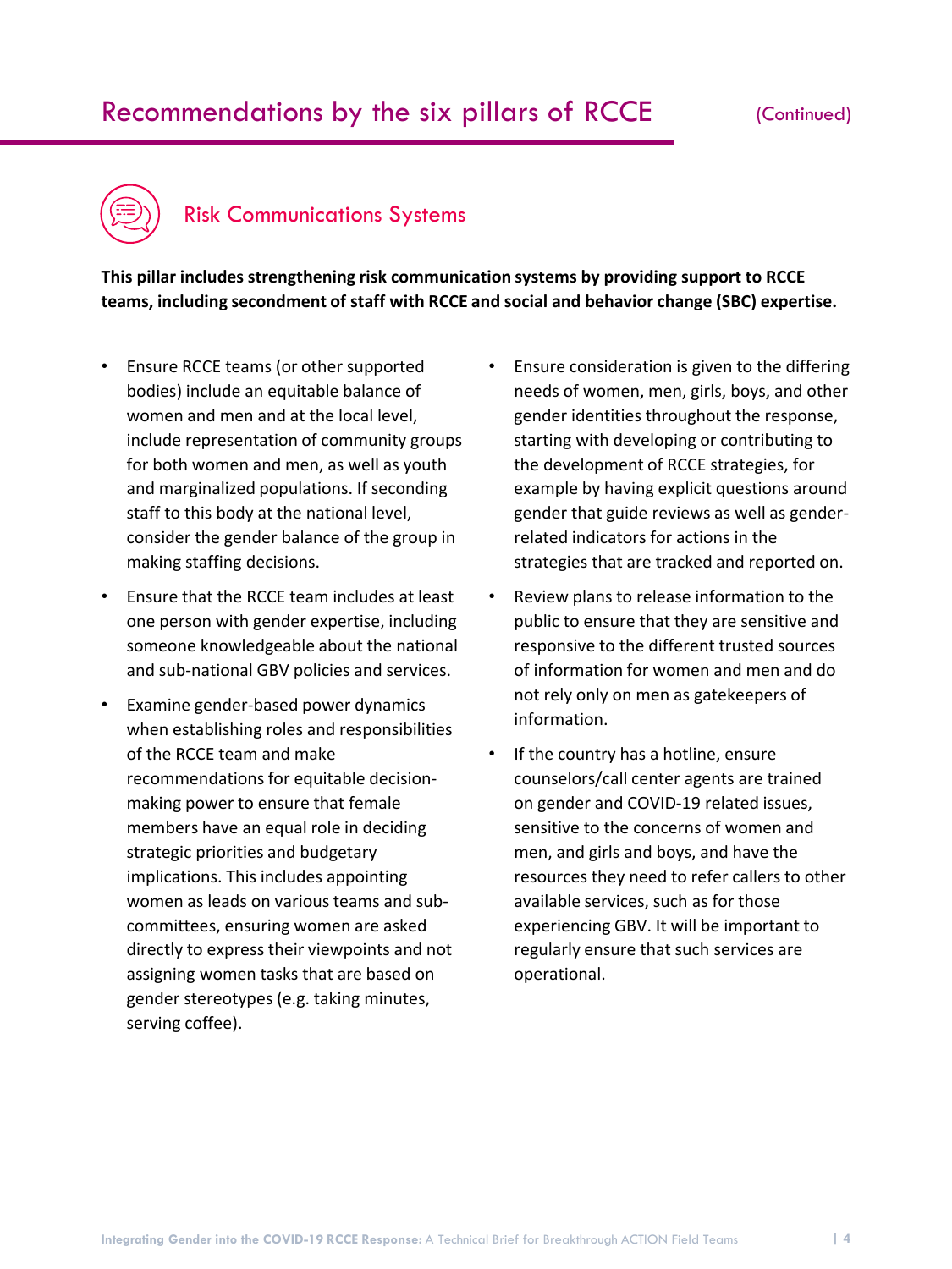## Recommendations by the six pillars of RCCE (Continued)

### Risk Communications Systems

**This pillar includes strengthening risk communication systems by providing support to RCCE teams, including secondment of staff with RCCE and social and behavior change (SBC) expertise.**

- Ensure RCCE teams (or other supported bodies) include an equitable balance of women and men and at the local level, include representation of community groups for both women and men, as well as youth and marginalized populations. If seconding staff to this body at the national level, consider the gender balance of the group in making staffing decisions.
- Ensure that the RCCE team includes at least one person with gender expertise, including someone knowledgeable about the national and sub-national GBV policies and services.
- Examine gender-based power dynamics when establishing roles and responsibilities of the RCCE team and make recommendations for equitable decision-making power to ensure that female members have an equal role in deciding strategic priorities and budgetary implications. This includes appointing women as leads on various teams and sub-committees, ensuring women are asked directly to express their viewpoints and not assigning women tasks that are based on gender stereotypes (e.g. taking minutes, serving coffee).
- Ensure consideration is given to the differing needs of women, men, girls, boys, and other gender identities throughout the response, starting with developing or contributing to the development of RCCE strategies, for example by having explicit questions around gender that guide reviews as well as gender-related indicators for actions in the strategies that are tracked and reported on.
- Review plans to release information to the public to ensure that they are sensitive and responsive to the different trusted sources of information for women and men and do not rely only on men as gatekeepers of information.
- If the country has a hotline, ensure counselors/call center agents are trained on gender and COVID-19 related issues, sensitive to the concerns of women and men, and girls and boys, and have the resources they need to refer callers to other available services, such as for those experiencing GBV. It will be important to regularly ensure that such services are operational.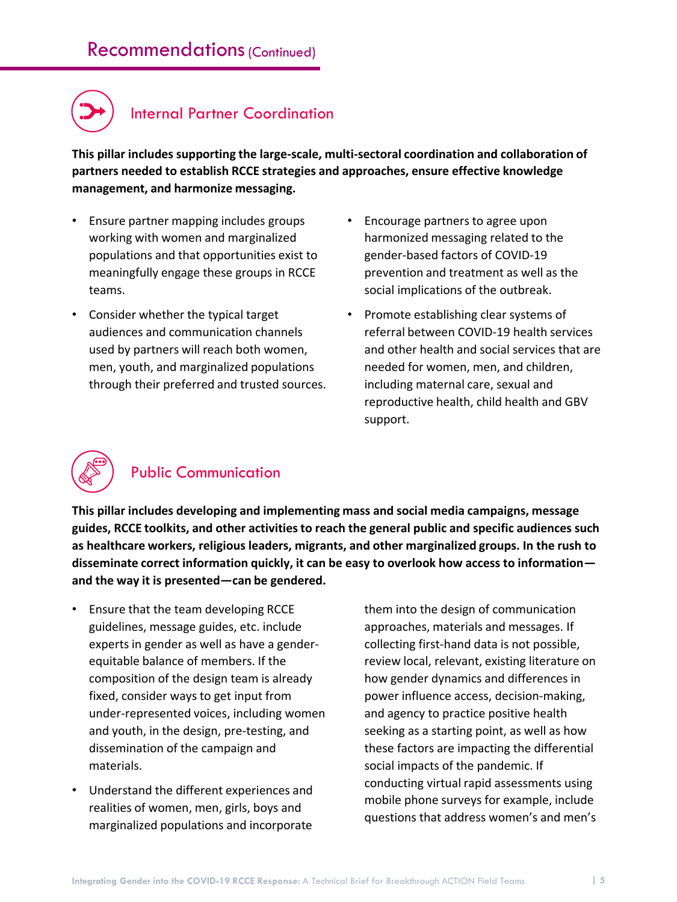## Recommendations (Continued)

### Internal Partner Coordination

**This pillar includes supporting the large-scale, multi-sectoral coordination and collaboration of partners needed to establish RCCE strategies and approaches, ensure effective knowledge management, and harmonize messaging.**

- Ensure partner mapping includes groups working with women and marginalized populations and that opportunities exist to meaningfully engage these groups in RCCE teams.
- Consider whether the typical target audiences and communication channels used by partners will reach both women, men, youth, and marginalized populations through their preferred and trusted sources.
- Encourage partners to agree upon harmonized messaging related to the gender-based factors of COVID-19 prevention and treatment as well as the social implications of the outbreak.
- Promote establishing clear systems of referral between COVID-19 health services and other health and social services that are needed for women, men, and children, including maternal care, sexual and reproductive health, child health and GBV support.

### Public Communication

**This pillar includes developing and implementing mass and social media campaigns, message guides, RCCE toolkits, and other activities to reach the general public and specific audiences such as healthcare workers, religious leaders, migrants, and other marginalized groups. In the rush to disseminate correct information quickly, it can be easy to overlook how access to information—and the way it is presented—can be gendered.**

- Ensure that the team developing RCCE guidelines, message guides, etc. include experts in gender as well as have a gender-equitable balance of members. If the composition of the design team is already fixed, consider ways to get input from under-represented voices, including women and youth, in the design, pre-testing, and dissemination of the campaign and materials.
- Understand the different experiences and realities of women, men, girls, boys and marginalized populations and incorporate them into the design of communication approaches, materials and messages. If collecting first-hand data is not possible, review local, relevant, existing literature on how gender dynamics and differences in power influence access, decision-making, and agency to practice positive health seeking as a starting point, as well as how these factors are impacting the differential social impacts of the pandemic. If conducting virtual rapid assessments using mobile phone surveys for example, include questions that address women's and men's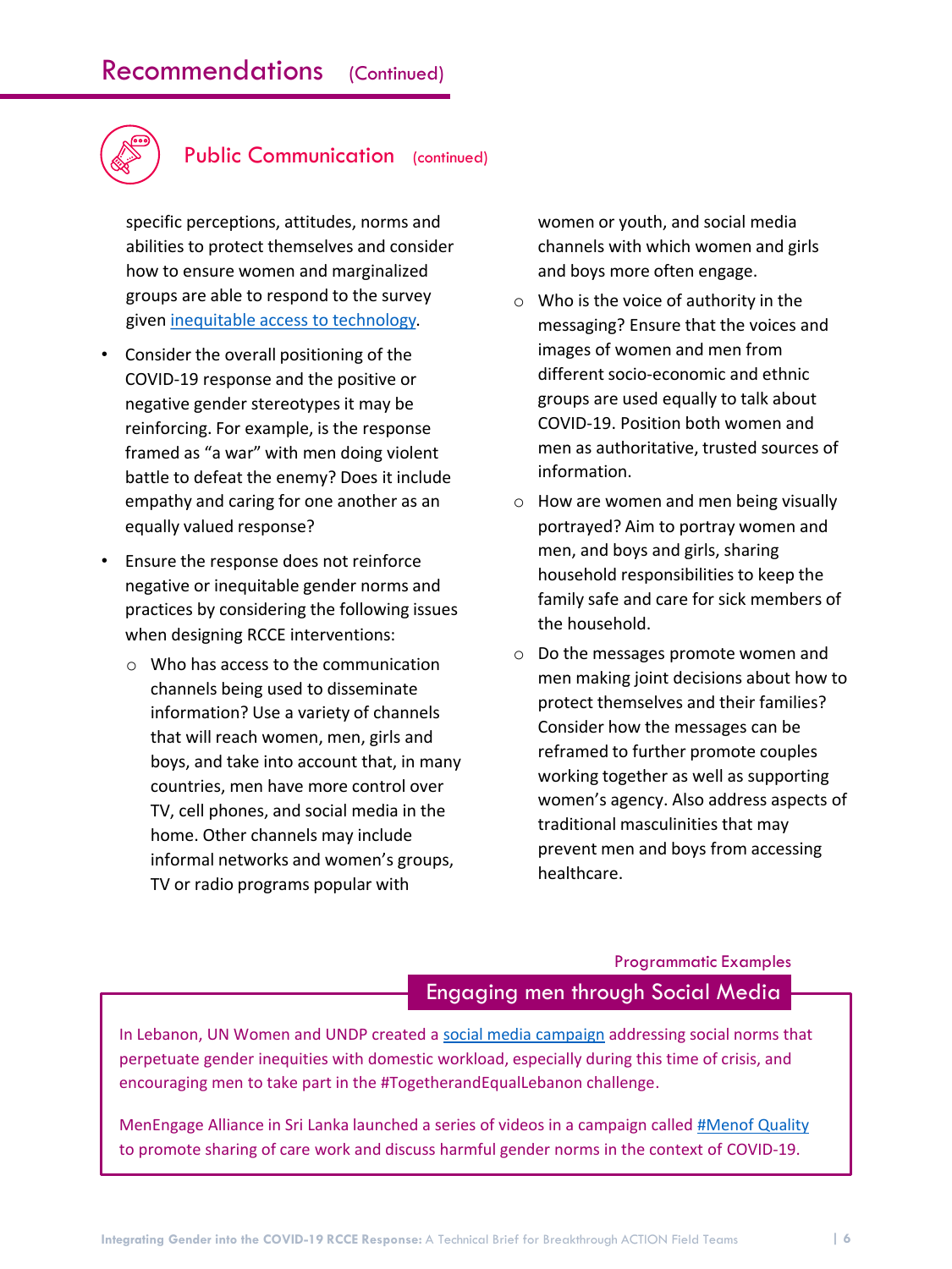## Recommendations (Continued)

### Public Communication (continued)

specific perceptions, attitudes, norms and abilities to protect themselves and consider how to ensure women and marginalized groups are able to respond to the survey given [inequitable access to technology](#).

- Consider the overall positioning of the COVID-19 response and the positive or negative gender stereotypes it may be reinforcing. For example, is the response framed as "a war" with men doing violent battle to defeat the enemy? Does it include empathy and caring for one another as an equally valued response?
- Ensure the response does not reinforce negative or inequitable gender norms and practices by considering the following issues when designing RCCE interventions:
  - Who has access to the communication channels being used to disseminate information? Use a variety of channels that will reach women, men, girls and boys, and take into account that, in many countries, men have more control over TV, cell phones, and social media in the home. Other channels may include informal networks and women's groups, TV or radio programs popular with women or youth, and social media channels with which women and girls and boys more often engage.
  - Who is the voice of authority in the messaging? Ensure that the voices and images of women and men from different socio-economic and ethnic groups are used equally to talk about COVID-19. Position both women and men as authoritative, trusted sources of information.
  - How are women and men being visually portrayed? Aim to portray women and men, and boys and girls, sharing household responsibilities to keep the family safe and care for sick members of the household.
  - Do the messages promote women and men making joint decisions about how to protect themselves and their families? Consider how the messages can be reframed to further promote couples working together as well as supporting women's agency. Also address aspects of traditional masculinities that may prevent men and boys from accessing healthcare.

Programmatic Examples

#### Engaging men through Social Media

In Lebanon, UN Women and UNDP created a [social media campaign](#) addressing social norms that perpetuate gender inequities with domestic workload, especially during this time of crisis, and encouraging men to take part in the #TogetherandEqualLebanon challenge.

MenEngage Alliance in Sri Lanka launched a series of videos in a campaign called [#Menof Quality](#) to promote sharing of care work and discuss harmful gender norms in the context of COVID-19.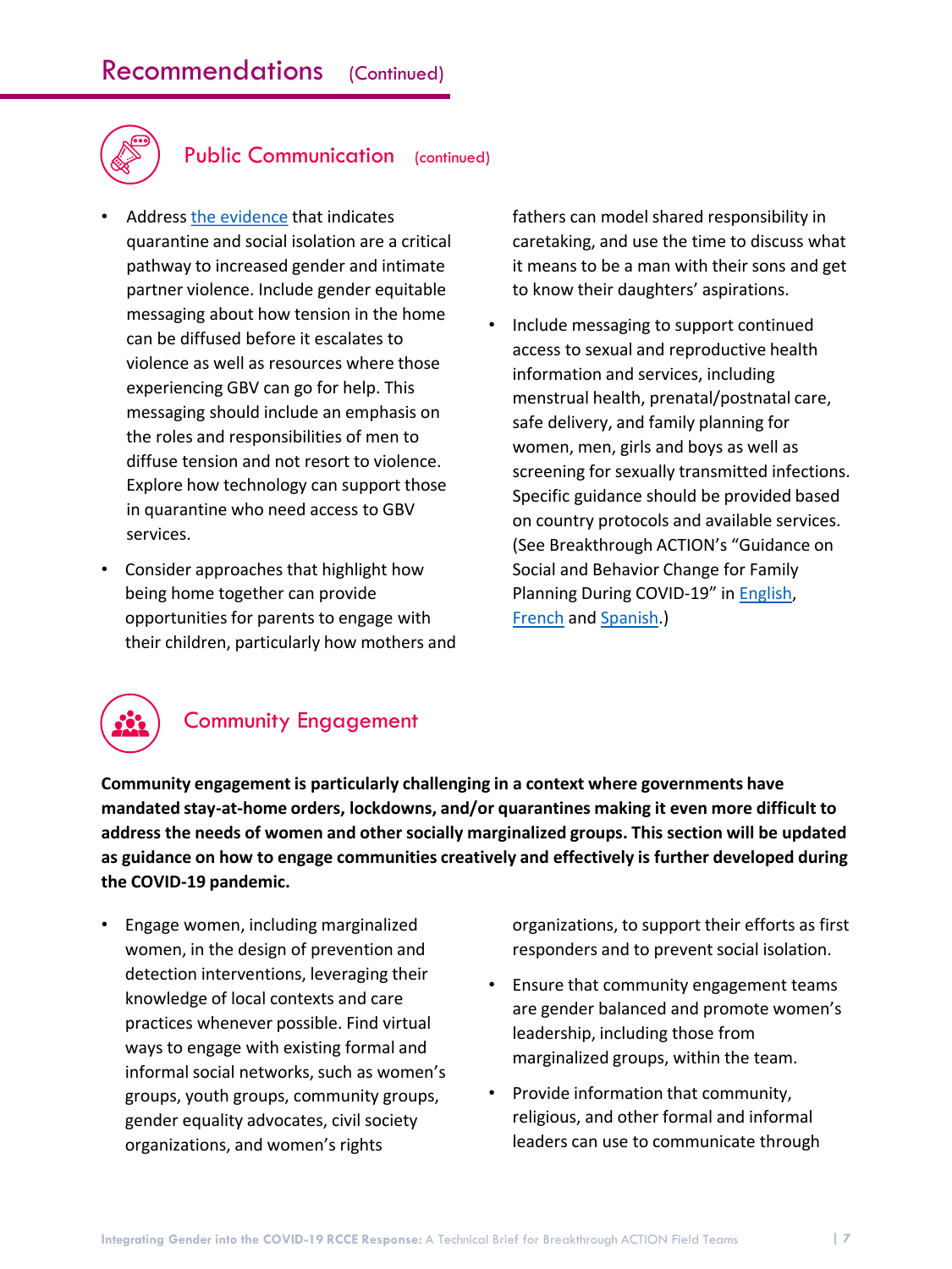## Recommendations (Continued)

### Public Communication (continued)

- Address the evidence that indicates quarantine and social isolation are a critical pathway to increased gender and intimate partner violence. Include gender equitable messaging about how tension in the home can be diffused before it escalates to violence as well as resources where those experiencing GBV can go for help. This messaging should include an emphasis on the roles and responsibilities of men to diffuse tension and not resort to violence. Explore how technology can support those in quarantine who need access to GBV services.
- Consider approaches that highlight how being home together can provide opportunities for parents to engage with their children, particularly how mothers and fathers can model shared responsibility in caretaking, and use the time to discuss what it means to be a man with their sons and get to know their daughters' aspirations.
- Include messaging to support continued access to sexual and reproductive health information and services, including menstrual health, prenatal/postnatal care, safe delivery, and family planning for women, men, girls and boys as well as screening for sexually transmitted infections. Specific guidance should be provided based on country protocols and available services. (See Breakthrough ACTION's "Guidance on Social and Behavior Change for Family Planning During COVID-19" in English, French and Spanish.)

### Community Engagement

**Community engagement is particularly challenging in a context where governments have mandated stay-at-home orders, lockdowns, and/or quarantines making it even more difficult to address the needs of women and other socially marginalized groups. This section will be updated as guidance on how to engage communities creatively and effectively is further developed during the COVID-19 pandemic.**

- Engage women, including marginalized women, in the design of prevention and detection interventions, leveraging their knowledge of local contexts and care practices whenever possible. Find virtual ways to engage with existing formal and informal social networks, such as women's groups, youth groups, community groups, gender equality advocates, civil society organizations, and women's rights organizations, to support their efforts as first responders and to prevent social isolation.
- Ensure that community engagement teams are gender balanced and promote women's leadership, including those from marginalized groups, within the team.
- Provide information that community, religious, and other formal and informal leaders can use to communicate through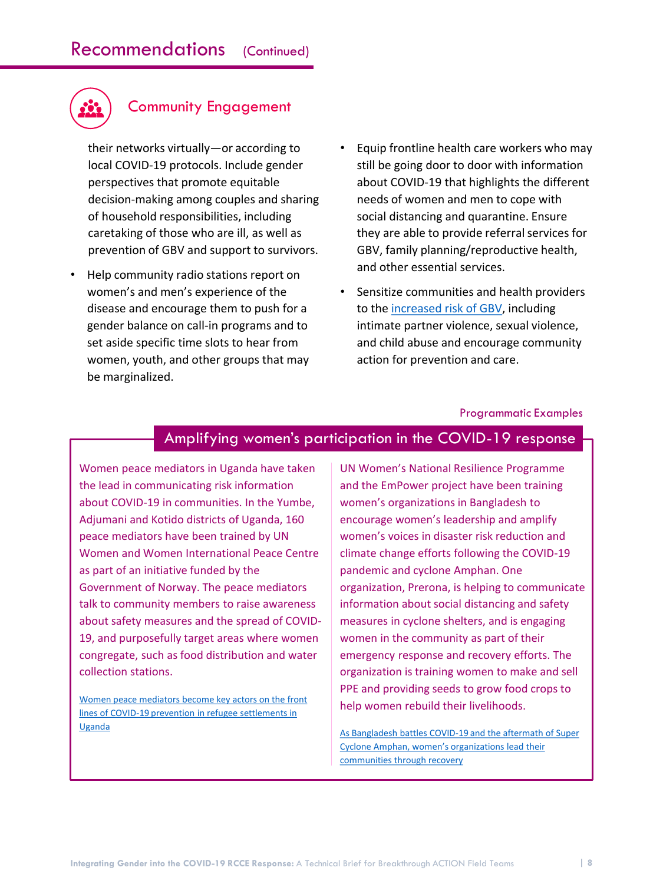# Recommendations (Continued)

## Community Engagement

their networks virtually—or according to local COVID-19 protocols. Include gender perspectives that promote equitable decision-making among couples and sharing of household responsibilities, including caretaking of those who are ill, as well as prevention of GBV and support to survivors.

- Help community radio stations report on women's and men's experience of the disease and encourage them to push for a gender balance on call-in programs and to set aside specific time slots to hear from women, youth, and other groups that may be marginalized.
- Equip frontline health care workers who may still be going door to door with information about COVID-19 that highlights the different needs of women and men to cope with social distancing and quarantine. Ensure they are able to provide referral services for GBV, family planning/reproductive health, and other essential services.
- Sensitize communities and health providers to the increased risk of GBV, including intimate partner violence, sexual violence, and child abuse and encourage community action for prevention and care.

Programmatic Examples

### Amplifying women's participation in the COVID-19 response

Women peace mediators in Uganda have taken the lead in communicating risk information about COVID-19 in communities. In the Yumbe, Adjumani and Kotido districts of Uganda, 160 peace mediators have been trained by UN Women and Women International Peace Centre as part of an initiative funded by the Government of Norway. The peace mediators talk to community members to raise awareness about safety measures and the spread of COVID-19, and purposefully target areas where women congregate, such as food distribution and water collection stations.

Women peace mediators become key actors on the front lines of COVID-19 prevention in refugee settlements in Uganda

UN Women's National Resilience Programme and the EmPower project have been training women's organizations in Bangladesh to encourage women's leadership and amplify women's voices in disaster risk reduction and climate change efforts following the COVID-19 pandemic and cyclone Amphan. One organization, Prerona, is helping to communicate information about social distancing and safety measures in cyclone shelters, and is engaging women in the community as part of their emergency response and recovery efforts. The organization is training women to make and sell PPE and providing seeds to grow food crops to help women rebuild their livelihoods.

As Bangladesh battles COVID-19 and the aftermath of Super Cyclone Amphan, women's organizations lead their communities through recovery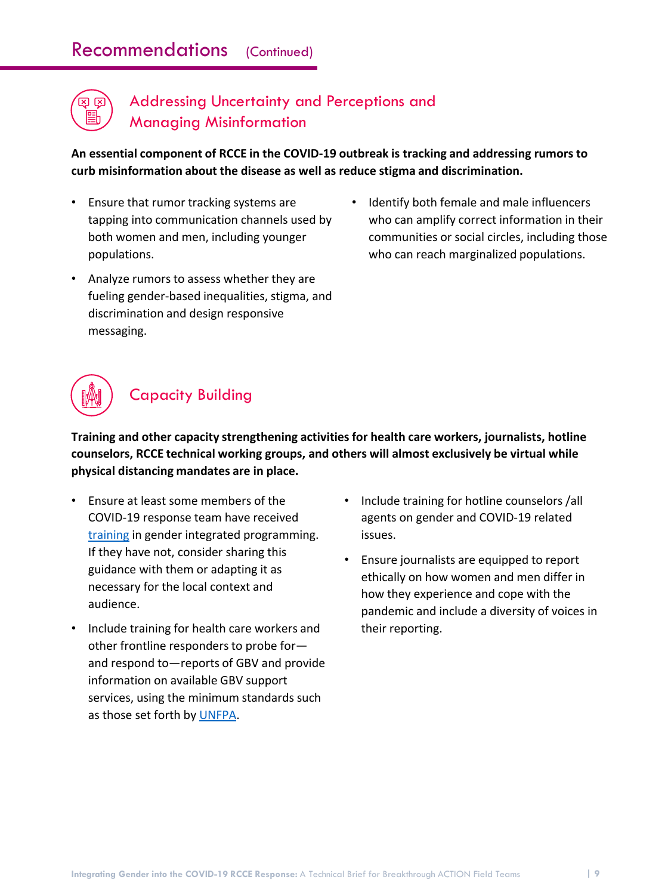# Recommendations (Continued)

## Addressing Uncertainty and Perceptions and Managing Misinformation

**An essential component of RCCE in the COVID-19 outbreak is tracking and addressing rumors to curb misinformation about the disease as well as reduce stigma and discrimination.**

- Ensure that rumor tracking systems are tapping into communication channels used by both women and men, including younger populations.
- Analyze rumors to assess whether they are fueling gender-based inequalities, stigma, and discrimination and design responsive messaging.
- Identify both female and male influencers who can amplify correct information in their communities or social circles, including those who can reach marginalized populations.

## Capacity Building

**Training and other capacity strengthening activities for health care workers, journalists, hotline counselors, RCCE technical working groups, and others will almost exclusively be virtual while physical distancing mandates are in place.**

- Ensure at least some members of the COVID-19 response team have received training in gender integrated programming. If they have not, consider sharing this guidance with them or adapting it as necessary for the local context and audience.
- Include training for health care workers and other frontline responders to probe for—and respond to—reports of GBV and provide information on available GBV support services, using the minimum standards such as those set forth by UNFPA.
- Include training for hotline counselors /all agents on gender and COVID-19 related issues.
- Ensure journalists are equipped to report ethically on how women and men differ in how they experience and cope with the pandemic and include a diversity of voices in their reporting.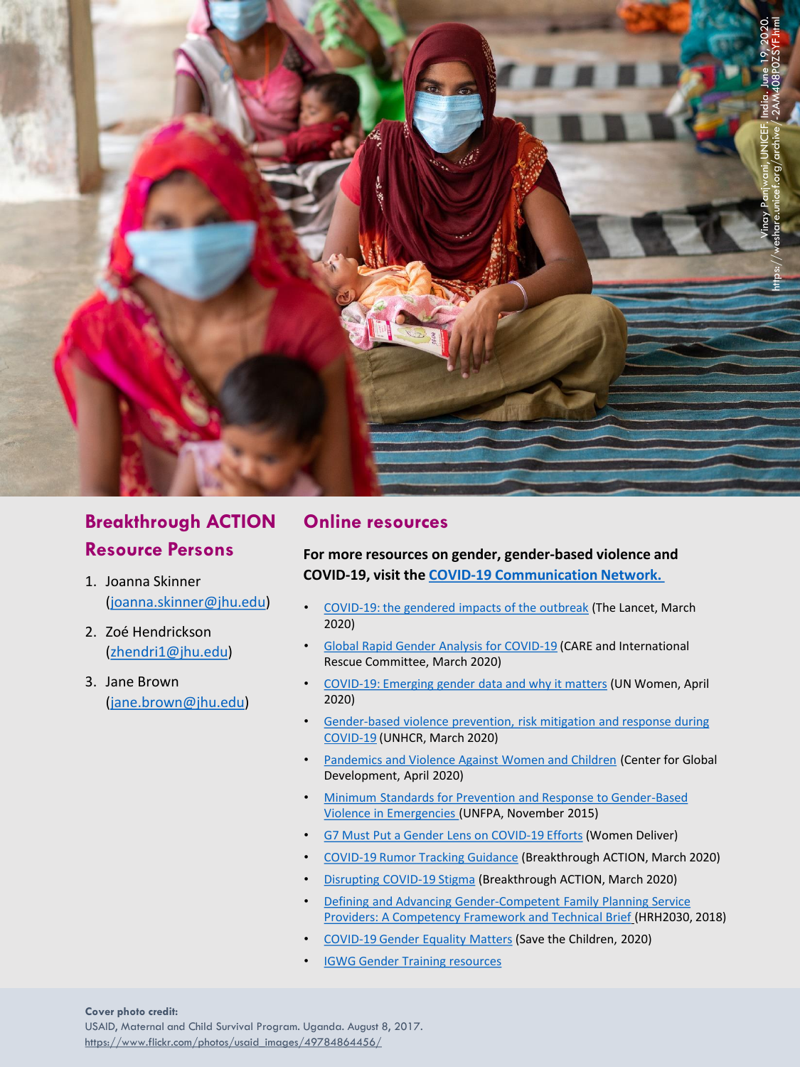Vinay Panjwani, UNICEF, India, June 19, 2020. https://weshare.unicef.org/archive/-2AM408P0ZSYF.html

## Breakthrough ACTION Resource Persons

1. Joanna Skinner (joanna.skinner@jhu.edu)
2. Zoé Hendrickson (zhendri1@jhu.edu)
3. Jane Brown (jane.brown@jhu.edu)

## Online resources

**For more resources on gender, gender-based violence and COVID-19, visit the COVID-19 Communication Network.**

- COVID-19: the gendered impacts of the outbreak (The Lancet, March 2020)
- Global Rapid Gender Analysis for COVID-19 (CARE and International Rescue Committee, March 2020)
- COVID-19: Emerging gender data and why it matters (UN Women, April 2020)
- Gender-based violence prevention, risk mitigation and response during COVID-19 (UNHCR, March 2020)
- Pandemics and Violence Against Women and Children (Center for Global Development, April 2020)
- Minimum Standards for Prevention and Response to Gender-Based Violence in Emergencies (UNFPA, November 2015)
- G7 Must Put a Gender Lens on COVID-19 Efforts (Women Deliver)
- COVID-19 Rumor Tracking Guidance (Breakthrough ACTION, March 2020)
- Disrupting COVID-19 Stigma (Breakthrough ACTION, March 2020)
- Defining and Advancing Gender-Competent Family Planning Service Providers: A Competency Framework and Technical Brief (HRH2030, 2018)
- COVID-19 Gender Equality Matters (Save the Children, 2020)
- IGWG Gender Training resources

**Cover photo credit:**
USAID, Maternal and Child Survival Program. Uganda. August 8, 2017.
https://www.flickr.com/photos/usaid_images/49784864456/